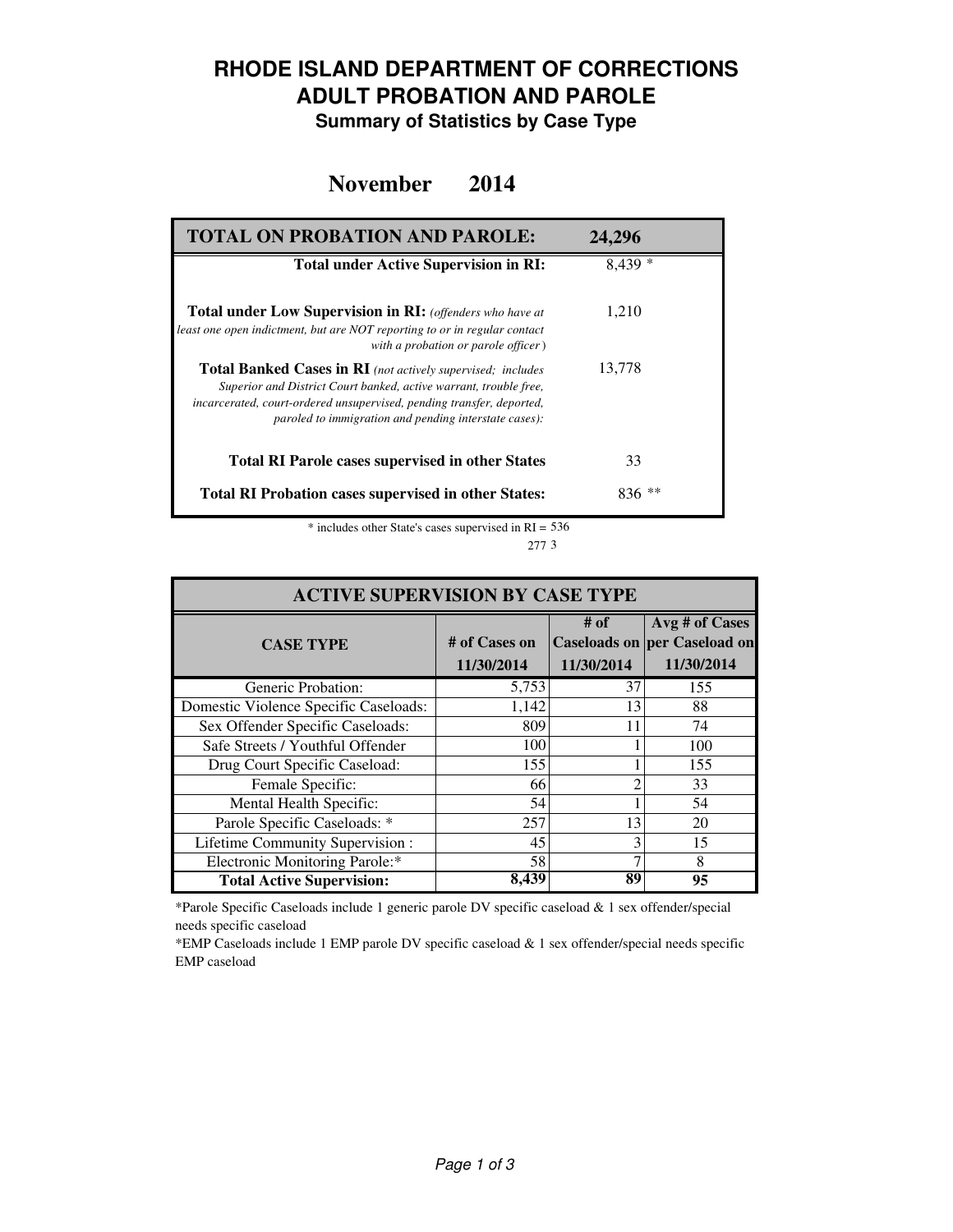# RHODE ISLAND DEPARTMENT OF CORRECTIONS
# ADULT PROBATION AND PAROLE
### Summary of Statistics by Case Type

## November 2014

| TOTAL ON PROBATION AND PAROLE: | 24,296 |
|---|---|
| **Total under Active Supervision in RI:** | 8,439 * |
| **Total under Low Supervision in RI:** *(offenders who have at least one open indictment, but are NOT reporting to or in regular contact with a probation or parole officer)* | 1,210 |
| **Total Banked Cases in RI** *(not actively supervised; includes Superior and District Court banked, active warrant, trouble free, incarcerated, court-ordered unsupervised, pending transfer, deported, paroled to immigration and pending interstate cases):* | 13,778 |
| **Total RI Parole cases supervised in other States** | 33 |
| **Total RI Probation cases supervised in other States:** | 836 ** |

\* includes other State's cases supervised in RI = 536

277 3

| ACTIVE SUPERVISION BY CASE TYPE | | | |
|---|---|---|---|
| **CASE TYPE** | **# of Cases on 11/30/2014** | **# of Caseloads on 11/30/2014** | **Avg # of Cases per Caseload on 11/30/2014** |
| Generic Probation: | 5,753 | 37 | 155 |
| Domestic Violence Specific Caseloads: | 1,142 | 13 | 88 |
| Sex Offender Specific Caseloads: | 809 | 11 | 74 |
| Safe Streets / Youthful Offender | 100 | 1 | 100 |
| Drug Court Specific Caseload: | 155 | 1 | 155 |
| Female Specific: | 66 | 2 | 33 |
| Mental Health Specific: | 54 | 1 | 54 |
| Parole Specific Caseloads: * | 257 | 13 | 20 |
| Lifetime Community Supervision : | 45 | 3 | 15 |
| Electronic Monitoring Parole:* | 58 | 7 | 8 |
| **Total Active Supervision:** | **8,439** | **89** | **95** |

*Parole Specific Caseloads include 1 generic parole DV specific caseload & 1 sex offender/special needs specific caseload

*EMP Caseloads include 1 EMP parole DV specific caseload & 1 sex offender/special needs specific EMP caseload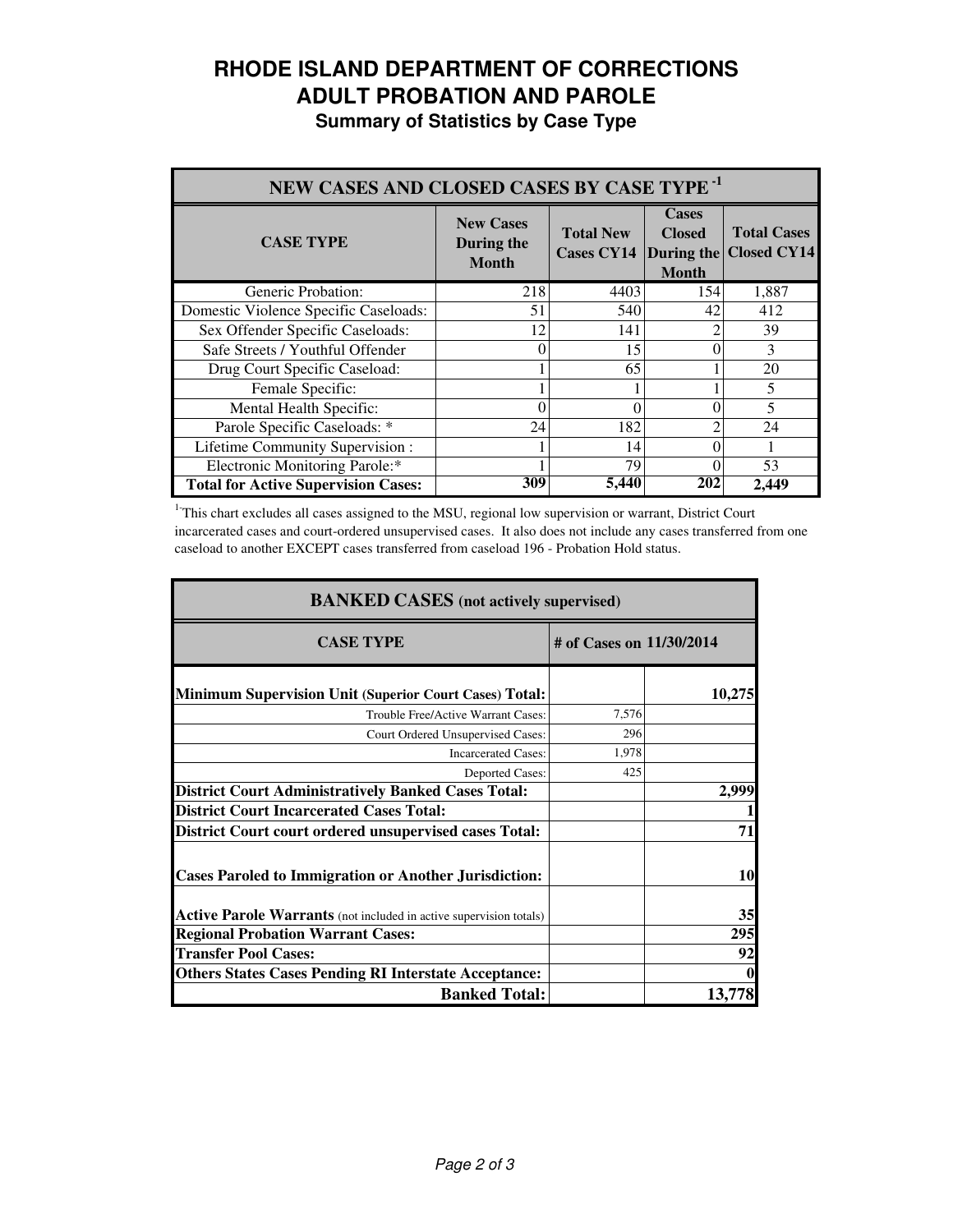# RHODE ISLAND DEPARTMENT OF CORRECTIONS
# ADULT PROBATION AND PAROLE
## Summary of Statistics by Case Type

| NEW CASES AND CLOSED CASES BY CASE TYPE [1] | | | | |
|---|---|---|---|---|
| **CASE TYPE** | **New Cases During the Month** | **Total New Cases CY14** | **Cases Closed During the Month** | **Total Cases Closed CY14** |
| Generic Probation: | 218 | 4403 | 154 | 1,887 |
| Domestic Violence Specific Caseloads: | 51 | 540 | 42 | 412 |
| Sex Offender Specific Caseloads: | 12 | 141 | 2 | 39 |
| Safe Streets / Youthful Offender | 0 | 15 | 0 | 3 |
| Drug Court Specific Caseload: | 1 | 65 | 1 | 20 |
| Female Specific: | 1 | 1 | 1 | 5 |
| Mental Health Specific: | 0 | 0 | 0 | 5 |
| Parole Specific Caseloads: * | 24 | 182 | 2 | 24 |
| Lifetime Community Supervision : | 1 | 14 | 0 | 1 |
| Electronic Monitoring Parole:* | 1 | 79 | 0 | 53 |
| **Total for Active Supervision Cases:** | **309** | **5,440** | **202** | **2,449** |

[1] This chart excludes all cases assigned to the MSU, regional low supervision or warrant, District Court incarcerated cases and court-ordered unsupervised cases. It also does not include any cases transferred from one caseload to another EXCEPT cases transferred from caseload 196 - Probation Hold status.

| BANKED CASES (not actively supervised) | | |
|---|---|---|
| **CASE TYPE** | **# of Cases on 11/30/2014** | |
| **Minimum Supervision Unit (Superior Court Cases) Total:** | | **10,275** |
| Trouble Free/Active Warrant Cases: | 7,576 | |
| Court Ordered Unsupervised Cases: | 296 | |
| Incarcerated Cases: | 1,978 | |
| Deported Cases: | 425 | |
| **District Court Administratively Banked Cases Total:** | | **2,999** |
| **District Court Incarcerated Cases Total:** | | **1** |
| **District Court court ordered unsupervised cases Total:** | | **71** |
| **Cases Paroled to Immigration or Another Jurisdiction:** | | **10** |
| **Active Parole Warrants** (not included in active supervision totals) | | **35** |
| **Regional Probation Warrant Cases:** | | **295** |
| **Transfer Pool Cases:** | | **92** |
| **Others States Cases Pending RI Interstate Acceptance:** | | **0** |
| **Banked Total:** | | **13,778** |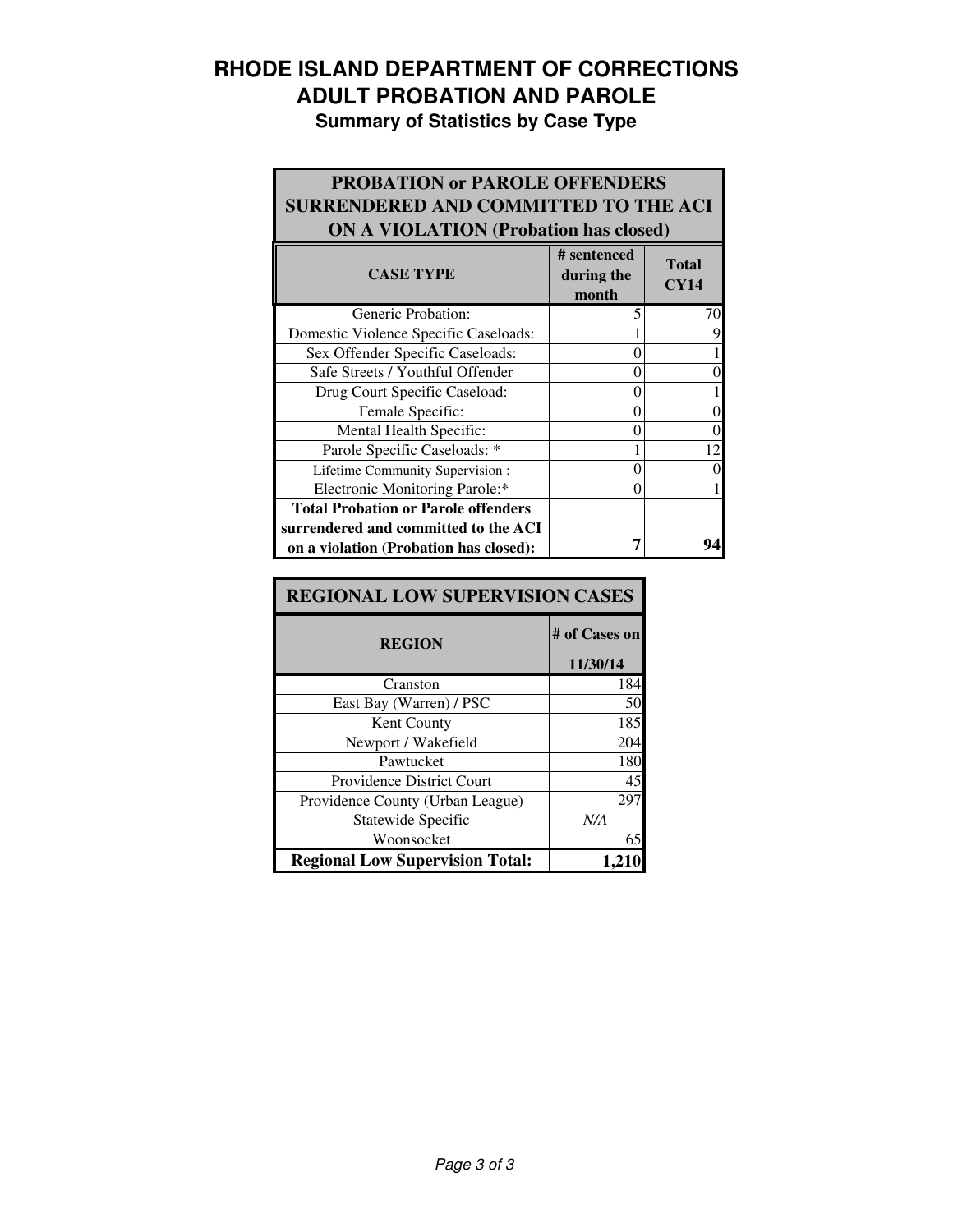# RHODE ISLAND DEPARTMENT OF CORRECTIONS
# ADULT PROBATION AND PAROLE
## Summary of Statistics by Case Type

| PROBATION or PAROLE OFFENDERS SURRENDERED AND COMMITTED TO THE ACI ON A VIOLATION (Probation has closed) | | |
|---|---|---|
| **CASE TYPE** | **# sentenced during the month** | **Total CY14** |
| Generic Probation: | 5 | 70 |
| Domestic Violence Specific Caseloads: | 1 | 9 |
| Sex Offender Specific Caseloads: | 0 | 1 |
| Safe Streets / Youthful Offender | 0 | 0 |
| Drug Court Specific Caseload: | 0 | 1 |
| Female Specific: | 0 | 0 |
| Mental Health Specific: | 0 | 0 |
| Parole Specific Caseloads: * | 1 | 12 |
| Lifetime Community Supervision : | 0 | 0 |
| Electronic Monitoring Parole:* | 0 | 1 |
| **Total Probation or Parole offenders surrendered and committed to the ACI on a violation (Probation has closed):** | **7** | **94** |

| REGIONAL LOW SUPERVISION CASES | |
|---|---|
| **REGION** | **# of Cases on 11/30/14** |
| Cranston | 184 |
| East Bay (Warren) / PSC | 50 |
| Kent County | 185 |
| Newport / Wakefield | 204 |
| Pawtucket | 180 |
| Providence District Court | 45 |
| Providence County (Urban League) | 297 |
| Statewide Specific | *N/A* |
| Woonsocket | 65 |
| **Regional Low Supervision Total:** | **1,210** |